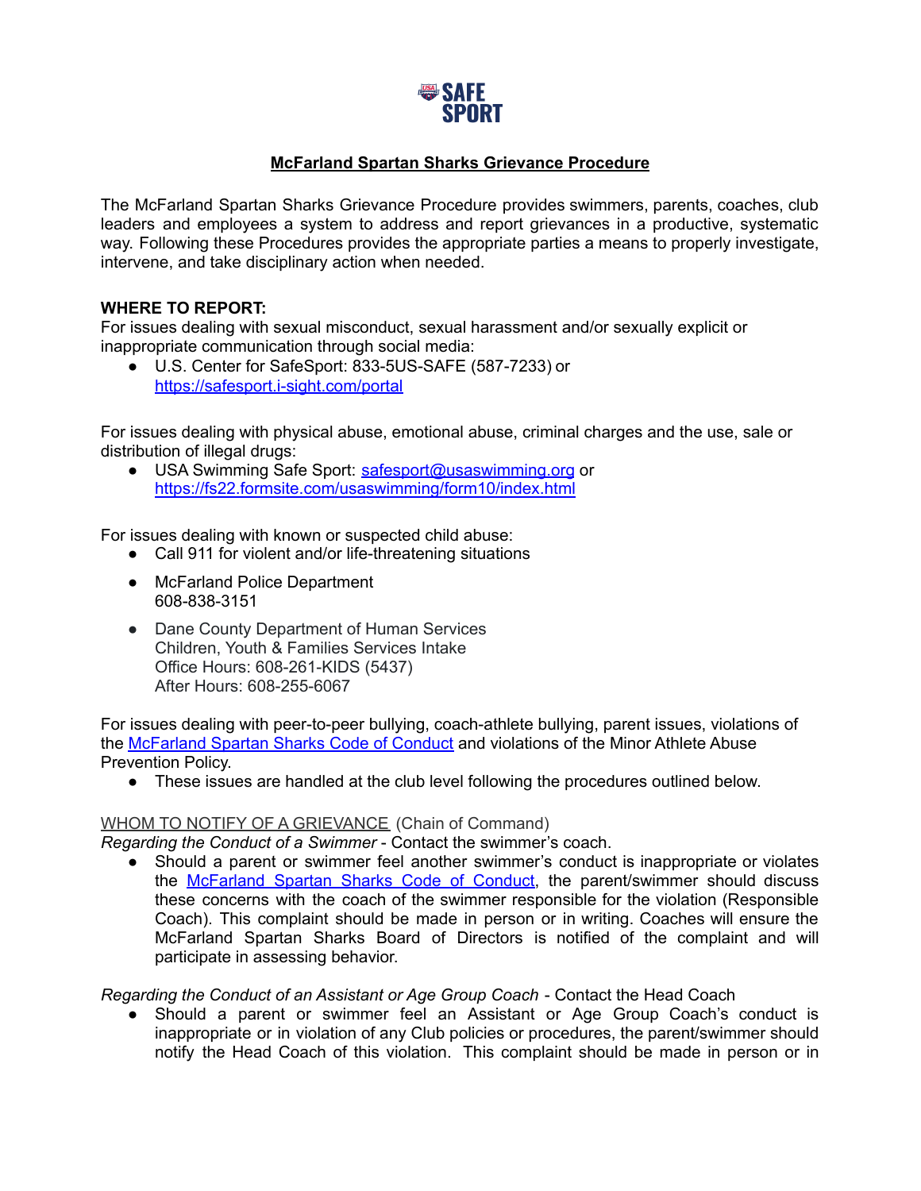# McFarland Spartan Sharks Grievance Procedure

The McFarland Spartan Sharks Grievance Procedure provides swimmers, parents, coaches, club leaders and employees a system to address and report grievances in a productive, systematic way. Following these Procedures provides the appropriate parties a means to properly investigate, intervene, and take disciplinary action when needed.

**WHERE TO REPORT:**

For issues dealing with sexual misconduct, sexual harassment and/or sexually explicit or inappropriate communication through social media:

- U.S. Center for SafeSport: 833-5US-SAFE (587-7233) or https://safesport.i-sight.com/portal

For issues dealing with physical abuse, emotional abuse, criminal charges and the use, sale or distribution of illegal drugs:

- USA Swimming Safe Sport: safesport@usaswimming.org or https://fs22.formsite.com/usaswimming/form10/index.html

For issues dealing with known or suspected child abuse:

- Call 911 for violent and/or life-threatening situations
- McFarland Police Department
  608-838-3151
- Dane County Department of Human Services
  Children, Youth & Families Services Intake
  Office Hours: 608-261-KIDS (5437)
  After Hours: 608-255-6067

For issues dealing with peer-to-peer bullying, coach-athlete bullying, parent issues, violations of the McFarland Spartan Sharks Code of Conduct and violations of the Minor Athlete Abuse Prevention Policy.

- These issues are handled at the club level following the procedures outlined below.

WHOM TO NOTIFY OF A GRIEVANCE (Chain of Command)

*Regarding the Conduct of a Swimmer* - Contact the swimmer's coach.

- Should a parent or swimmer feel another swimmer's conduct is inappropriate or violates the McFarland Spartan Sharks Code of Conduct, the parent/swimmer should discuss these concerns with the coach of the swimmer responsible for the violation (Responsible Coach). This complaint should be made in person or in writing. Coaches will ensure the McFarland Spartan Sharks Board of Directors is notified of the complaint and will participate in assessing behavior.

*Regarding the Conduct of an Assistant or Age Group Coach* - Contact the Head Coach

- Should a parent or swimmer feel an Assistant or Age Group Coach's conduct is inappropriate or in violation of any Club policies or procedures, the parent/swimmer should notify the Head Coach of this violation. This complaint should be made in person or in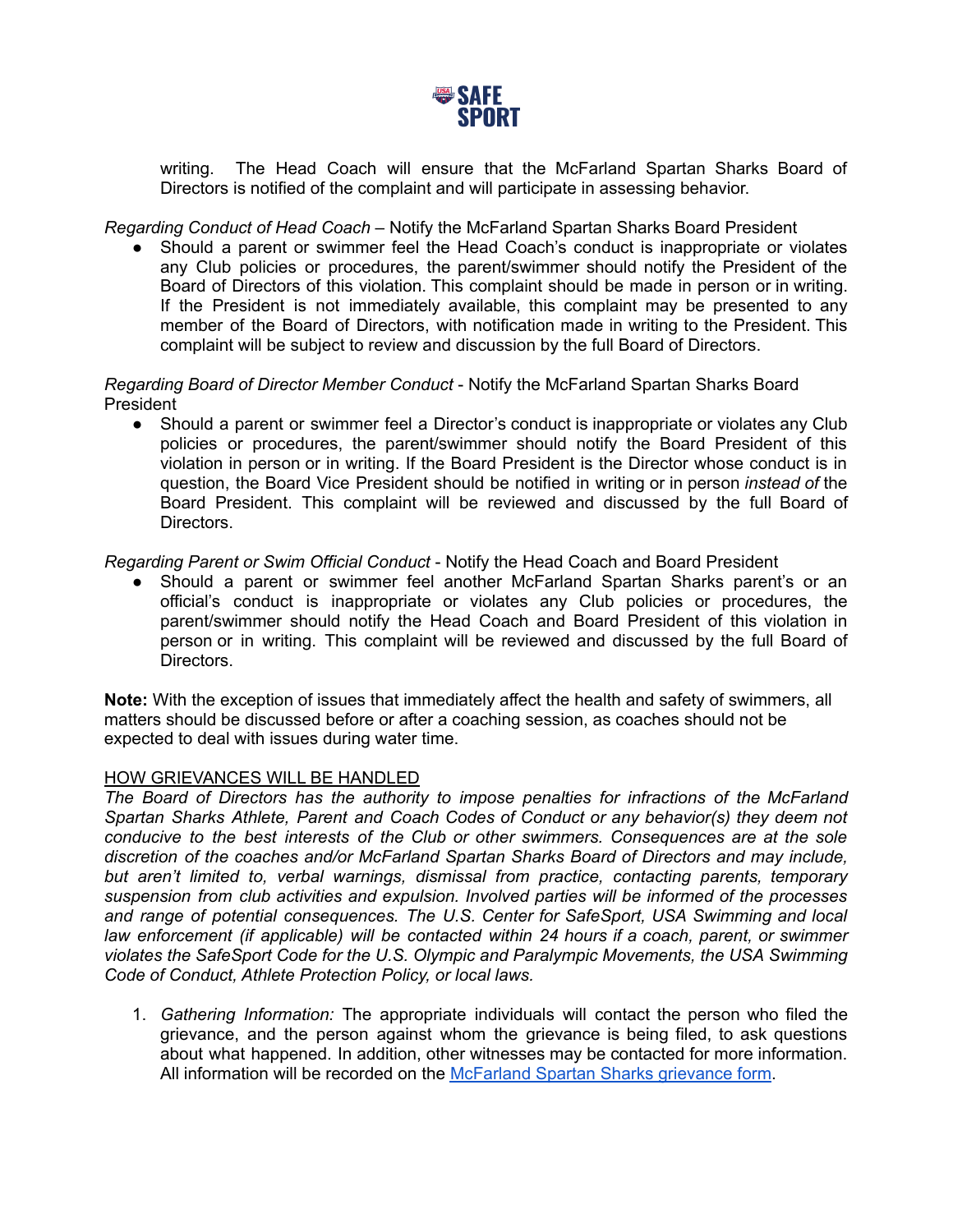writing. The Head Coach will ensure that the McFarland Spartan Sharks Board of Directors is notified of the complaint and will participate in assessing behavior.

*Regarding Conduct of Head Coach* – Notify the McFarland Spartan Sharks Board President

- Should a parent or swimmer feel the Head Coach's conduct is inappropriate or violates any Club policies or procedures, the parent/swimmer should notify the President of the Board of Directors of this violation. This complaint should be made in person or in writing. If the President is not immediately available, this complaint may be presented to any member of the Board of Directors, with notification made in writing to the President. This complaint will be subject to review and discussion by the full Board of Directors.

*Regarding Board of Director Member Conduct* - Notify the McFarland Spartan Sharks Board President

- Should a parent or swimmer feel a Director's conduct is inappropriate or violates any Club policies or procedures, the parent/swimmer should notify the Board President of this violation in person or in writing. If the Board President is the Director whose conduct is in question, the Board Vice President should be notified in writing or in person *instead of* the Board President. This complaint will be reviewed and discussed by the full Board of Directors.

*Regarding Parent or Swim Official Conduct* - Notify the Head Coach and Board President

- Should a parent or swimmer feel another McFarland Spartan Sharks parent's or an official's conduct is inappropriate or violates any Club policies or procedures, the parent/swimmer should notify the Head Coach and Board President of this violation in person or in writing. This complaint will be reviewed and discussed by the full Board of Directors.

**Note:** With the exception of issues that immediately affect the health and safety of swimmers, all matters should be discussed before or after a coaching session, as coaches should not be expected to deal with issues during water time.

<u>HOW GRIEVANCES WILL BE HANDLED</u>

*The Board of Directors has the authority to impose penalties for infractions of the McFarland Spartan Sharks Athlete, Parent and Coach Codes of Conduct or any behavior(s) they deem not conducive to the best interests of the Club or other swimmers. Consequences are at the sole discretion of the coaches and/or McFarland Spartan Sharks Board of Directors and may include, but aren't limited to, verbal warnings, dismissal from practice, contacting parents, temporary suspension from club activities and expulsion. Involved parties will be informed of the processes and range of potential consequences. The U.S. Center for SafeSport, USA Swimming and local law enforcement (if applicable) will be contacted within 24 hours if a coach, parent, or swimmer violates the SafeSport Code for the U.S. Olympic and Paralympic Movements, the USA Swimming Code of Conduct, Athlete Protection Policy, or local laws.*

1. *Gathering Information:* The appropriate individuals will contact the person who filed the grievance, and the person against whom the grievance is being filed, to ask questions about what happened. In addition, other witnesses may be contacted for more information. All information will be recorded on the McFarland Spartan Sharks grievance form.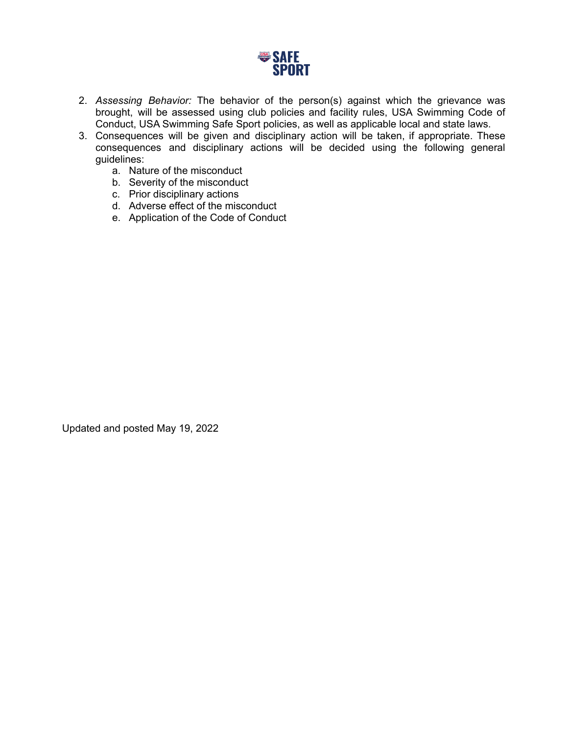2. *Assessing Behavior:* The behavior of the person(s) against which the grievance was brought, will be assessed using club policies and facility rules, USA Swimming Code of Conduct, USA Swimming Safe Sport policies, as well as applicable local and state laws.
3. Consequences will be given and disciplinary action will be taken, if appropriate. These consequences and disciplinary actions will be decided using the following general guidelines:
    a. Nature of the misconduct
    b. Severity of the misconduct
    c. Prior disciplinary actions
    d. Adverse effect of the misconduct
    e. Application of the Code of Conduct

Updated and posted May 19, 2022